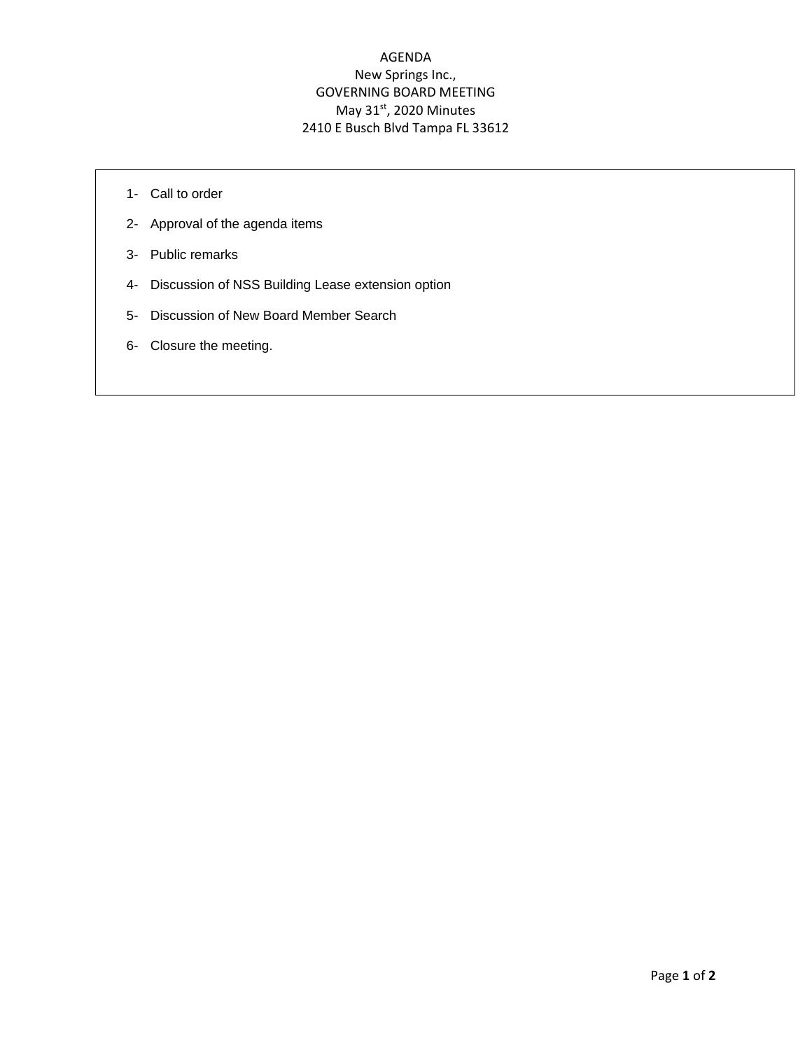AGENDA
New Springs Inc.,
GOVERNING BOARD MEETING
May 31st, 2020 Minutes
2410 E Busch Blvd Tampa FL 33612

1- Call to order
2- Approval of the agenda items
3- Public remarks
4- Discussion of NSS Building Lease extension option
5- Discussion of New Board Member Search
6- Closure the meeting.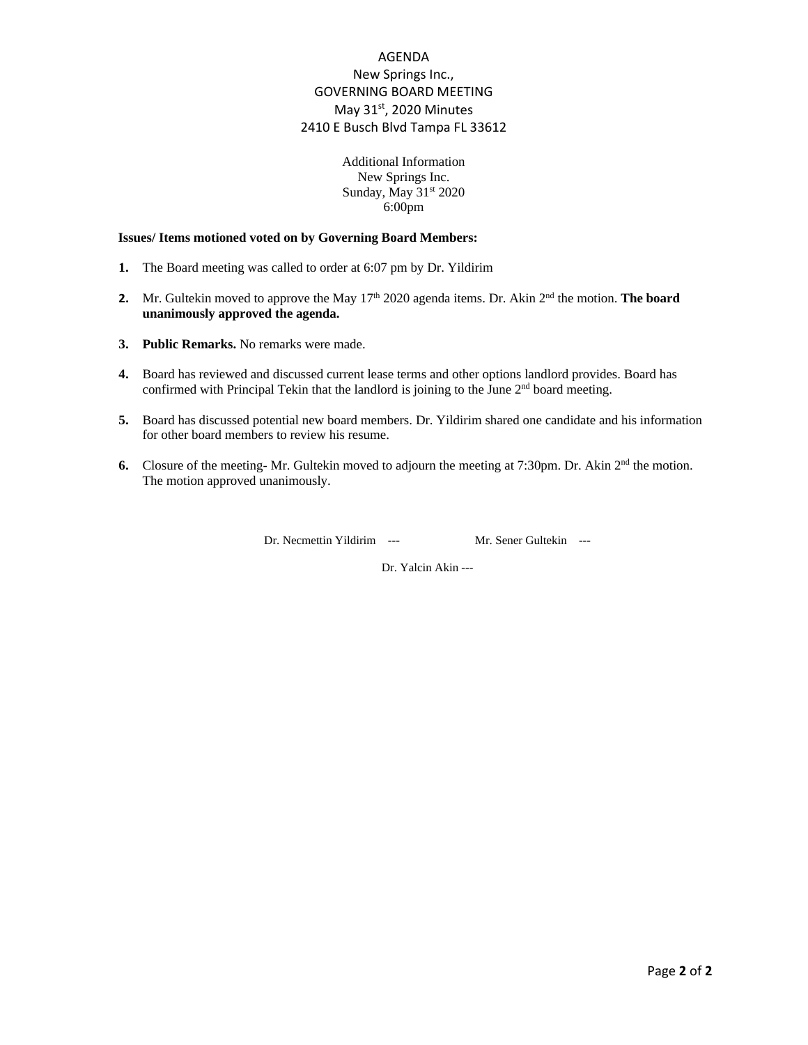AGENDA
New Springs Inc.,
GOVERNING BOARD MEETING
May 31st, 2020 Minutes
2410 E Busch Blvd Tampa FL 33612

Additional Information
New Springs Inc.
Sunday, May 31st 2020
6:00pm

**Issues/ Items motioned voted on by Governing Board Members:**

1. The Board meeting was called to order at 6:07 pm by Dr. Yildirim
2. Mr. Gultekin moved to approve the May 17th 2020 agenda items. Dr. Akin 2nd the motion. **The board unanimously approved the agenda.**
3. **Public Remarks.** No remarks were made.
4. Board has reviewed and discussed current lease terms and other options landlord provides. Board has confirmed with Principal Tekin that the landlord is joining to the June 2nd board meeting.
5. Board has discussed potential new board members. Dr. Yildirim shared one candidate and his information for other board members to review his resume.
6. Closure of the meeting- Mr. Gultekin moved to adjourn the meeting at 7:30pm. Dr. Akin 2nd the motion. The motion approved unanimously.

Dr. Necmettin Yildirim --- Mr. Sener Gultekin ---

Dr. Yalcin Akin ---